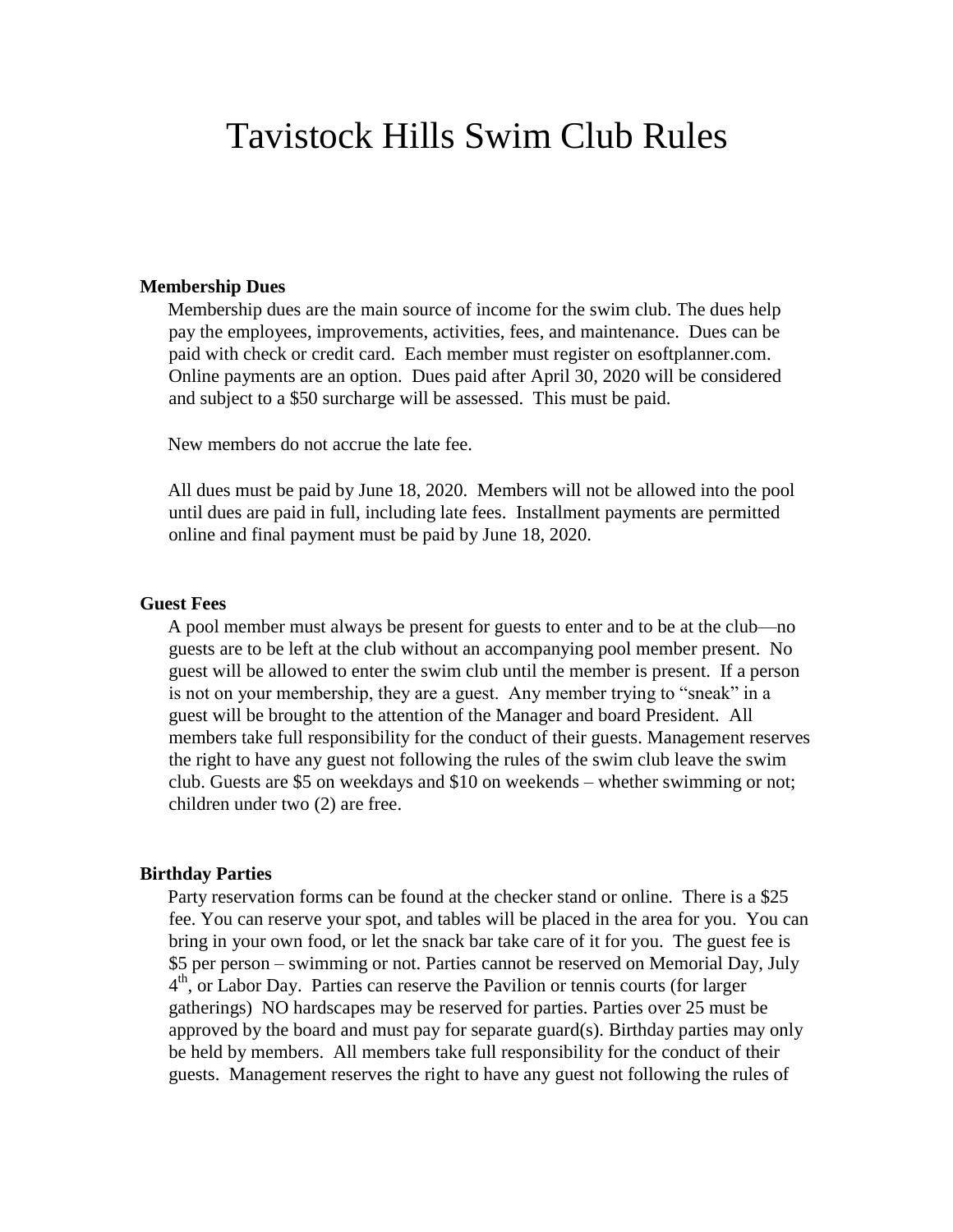# Tavistock Hills Swim Club Rules

**Membership Dues**

Membership dues are the main source of income for the swim club. The dues help pay the employees, improvements, activities, fees, and maintenance. Dues can be paid with check or credit card. Each member must register on esoftplanner.com. Online payments are an option. Dues paid after April 30, 2020 will be considered and subject to a $50 surcharge will be assessed. This must be paid.

New members do not accrue the late fee.

All dues must be paid by June 18, 2020. Members will not be allowed into the pool until dues are paid in full, including late fees. Installment payments are permitted online and final payment must be paid by June 18, 2020.

**Guest Fees**

A pool member must always be present for guests to enter and to be at the club—no guests are to be left at the club without an accompanying pool member present. No guest will be allowed to enter the swim club until the member is present. If a person is not on your membership, they are a guest. Any member trying to "sneak" in a guest will be brought to the attention of the Manager and board President. All members take full responsibility for the conduct of their guests. Management reserves the right to have any guest not following the rules of the swim club leave the swim club. Guests are $5 on weekdays and $10 on weekends – whether swimming or not; children under two (2) are free.

**Birthday Parties**

Party reservation forms can be found at the checker stand or online. There is a $25 fee. You can reserve your spot, and tables will be placed in the area for you. You can bring in your own food, or let the snack bar take care of it for you. The guest fee is $5 per person – swimming or not. Parties cannot be reserved on Memorial Day, July 4th, or Labor Day. Parties can reserve the Pavilion or tennis courts (for larger gatherings) NO hardscapes may be reserved for parties. Parties over 25 must be approved by the board and must pay for separate guard(s). Birthday parties may only be held by members. All members take full responsibility for the conduct of their guests. Management reserves the right to have any guest not following the rules of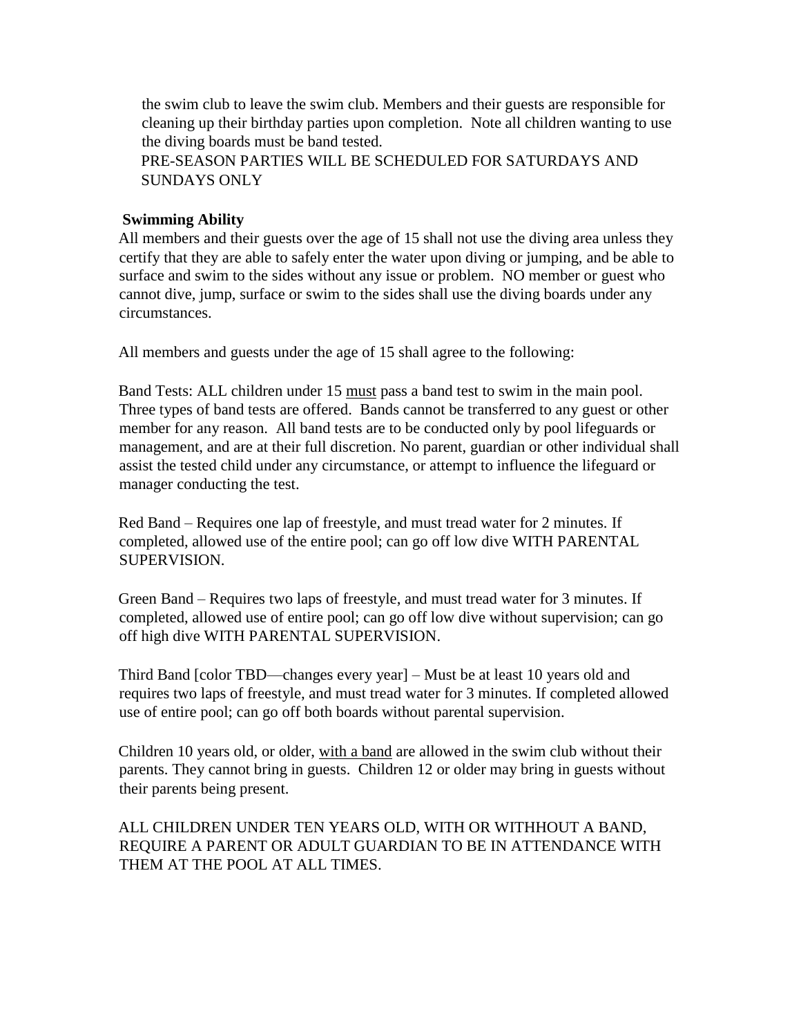the swim club to leave the swim club. Members and their guests are responsible for cleaning up their birthday parties upon completion. Note all children wanting to use the diving boards must be band tested.

PRE-SEASON PARTIES WILL BE SCHEDULED FOR SATURDAYS AND SUNDAYS ONLY

**Swimming Ability**

All members and their guests over the age of 15 shall not use the diving area unless they certify that they are able to safely enter the water upon diving or jumping, and be able to surface and swim to the sides without any issue or problem. NO member or guest who cannot dive, jump, surface or swim to the sides shall use the diving boards under any circumstances.

All members and guests under the age of 15 shall agree to the following:

Band Tests: ALL children under 15 <u>must</u> pass a band test to swim in the main pool. Three types of band tests are offered. Bands cannot be transferred to any guest or other member for any reason. All band tests are to be conducted only by pool lifeguards or management, and are at their full discretion. No parent, guardian or other individual shall assist the tested child under any circumstance, or attempt to influence the lifeguard or manager conducting the test.

Red Band – Requires one lap of freestyle, and must tread water for 2 minutes. If completed, allowed use of the entire pool; can go off low dive WITH PARENTAL SUPERVISION.

Green Band – Requires two laps of freestyle, and must tread water for 3 minutes. If completed, allowed use of entire pool; can go off low dive without supervision; can go off high dive WITH PARENTAL SUPERVISION.

Third Band [color TBD—changes every year] – Must be at least 10 years old and requires two laps of freestyle, and must tread water for 3 minutes. If completed allowed use of entire pool; can go off both boards without parental supervision.

Children 10 years old, or older, <u>with a band</u> are allowed in the swim club without their parents. They cannot bring in guests. Children 12 or older may bring in guests without their parents being present.

ALL CHILDREN UNDER TEN YEARS OLD, WITH OR WITHHOUT A BAND, REQUIRE A PARENT OR ADULT GUARDIAN TO BE IN ATTENDANCE WITH THEM AT THE POOL AT ALL TIMES.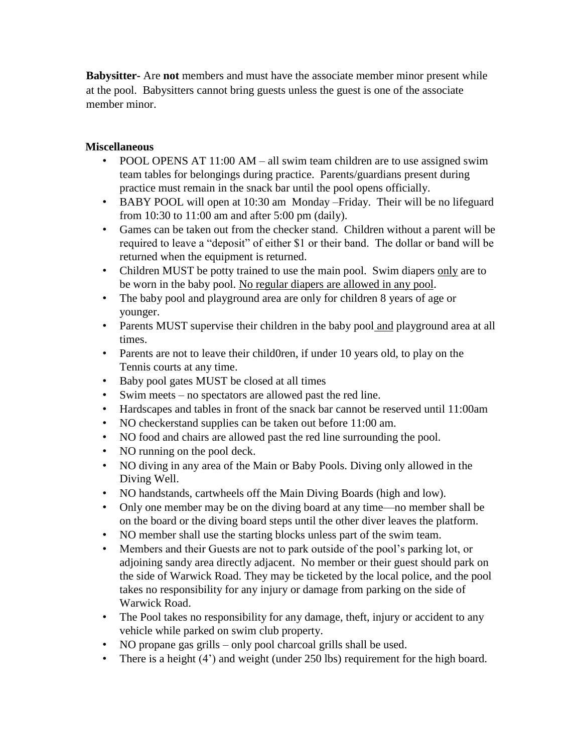**Babysitter-** Are **not** members and must have the associate member minor present while at the pool. Babysitters cannot bring guests unless the guest is one of the associate member minor.

**Miscellaneous**

- POOL OPENS AT 11:00 AM – all swim team children are to use assigned swim team tables for belongings during practice. Parents/guardians present during practice must remain in the snack bar until the pool opens officially.
- BABY POOL will open at 10:30 am Monday –Friday. Their will be no lifeguard from 10:30 to 11:00 am and after 5:00 pm (daily).
- Games can be taken out from the checker stand. Children without a parent will be required to leave a "deposit" of either $1 or their band. The dollar or band will be returned when the equipment is returned.
- Children MUST be potty trained to use the main pool. Swim diapers <u>only</u> are to be worn in the baby pool. <u>No regular diapers are allowed in any pool</u>.
- The baby pool and playground area are only for children 8 years of age or younger.
- Parents MUST supervise their children in the baby pool <u>and</u> playground area at all times.
- Parents are not to leave their child0ren, if under 10 years old, to play on the Tennis courts at any time.
- Baby pool gates MUST be closed at all times
- Swim meets – no spectators are allowed past the red line.
- Hardscapes and tables in front of the snack bar cannot be reserved until 11:00am
- NO checkerstand supplies can be taken out before 11:00 am.
- NO food and chairs are allowed past the red line surrounding the pool.
- NO running on the pool deck.
- NO diving in any area of the Main or Baby Pools. Diving only allowed in the Diving Well.
- NO handstands, cartwheels off the Main Diving Boards (high and low).
- Only one member may be on the diving board at any time—no member shall be on the board or the diving board steps until the other diver leaves the platform.
- NO member shall use the starting blocks unless part of the swim team.
- Members and their Guests are not to park outside of the pool's parking lot, or adjoining sandy area directly adjacent. No member or their guest should park on the side of Warwick Road. They may be ticketed by the local police, and the pool takes no responsibility for any injury or damage from parking on the side of Warwick Road.
- The Pool takes no responsibility for any damage, theft, injury or accident to any vehicle while parked on swim club property.
- NO propane gas grills – only pool charcoal grills shall be used.
- There is a height (4') and weight (under 250 lbs) requirement for the high board.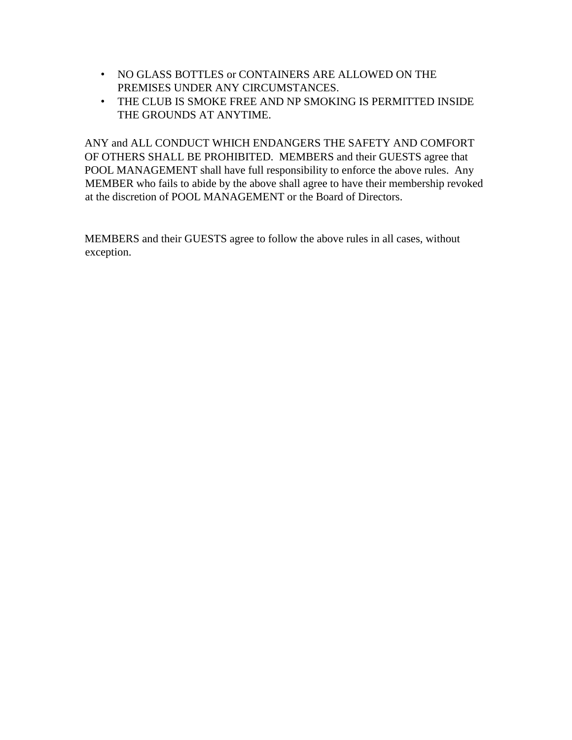- NO GLASS BOTTLES or CONTAINERS ARE ALLOWED ON THE PREMISES UNDER ANY CIRCUMSTANCES.
- THE CLUB IS SMOKE FREE AND NP SMOKING IS PERMITTED INSIDE THE GROUNDS AT ANYTIME.

ANY and ALL CONDUCT WHICH ENDANGERS THE SAFETY AND COMFORT OF OTHERS SHALL BE PROHIBITED. MEMBERS and their GUESTS agree that POOL MANAGEMENT shall have full responsibility to enforce the above rules. Any MEMBER who fails to abide by the above shall agree to have their membership revoked at the discretion of POOL MANAGEMENT or the Board of Directors.

MEMBERS and their GUESTS agree to follow the above rules in all cases, without exception.